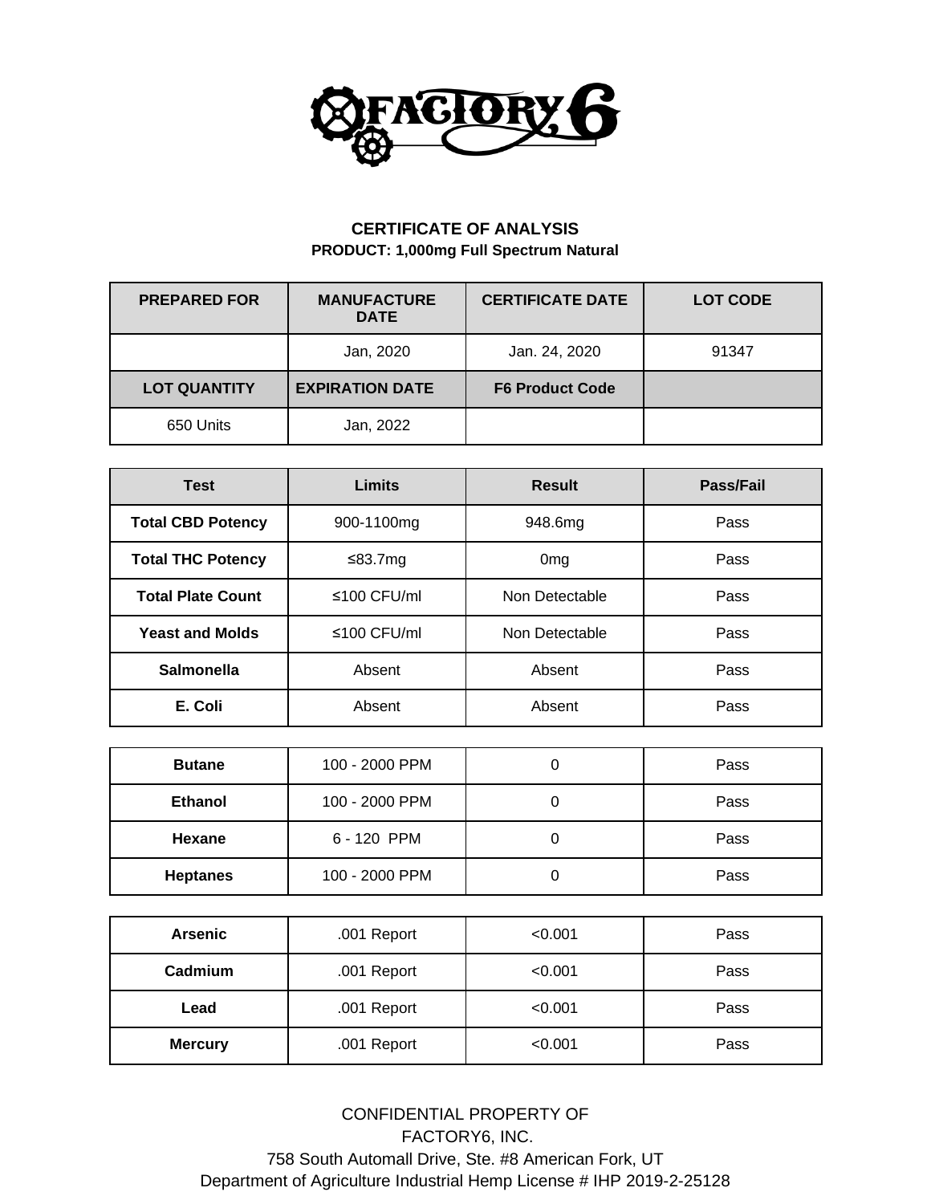FACTORY 6

## CERTIFICATE OF ANALYSIS

**PRODUCT: 1,000mg Full Spectrum Natural**

| PREPARED FOR | MANUFACTURE DATE | CERTIFICATE DATE | LOT CODE |
|---|---|---|---|
| | Jan, 2020 | Jan. 24, 2020 | 91347 |
| **LOT QUANTITY** | **EXPIRATION DATE** | **F6 Product Code** | |
| 650 Units | Jan, 2022 | | |

| Test | Limits | Result | Pass/Fail |
|---|---|---|---|
| **Total CBD Potency** | 900-1100mg | 948.6mg | Pass |
| **Total THC Potency** | ≤83.7mg | 0mg | Pass |
| **Total Plate Count** | ≤100 CFU/ml | Non Detectable | Pass |
| **Yeast and Molds** | ≤100 CFU/ml | Non Detectable | Pass |
| **Salmonella** | Absent | Absent | Pass |
| **E. Coli** | Absent | Absent | Pass |

| | | | |
|---|---|---|---|
| **Butane** | 100 - 2000 PPM | 0 | Pass |
| **Ethanol** | 100 - 2000 PPM | 0 | Pass |
| **Hexane** | 6 - 120 PPM | 0 | Pass |
| **Heptanes** | 100 - 2000 PPM | 0 | Pass |

| | | | |
|---|---|---|---|
| **Arsenic** | .001 Report | <0.001 | Pass |
| **Cadmium** | .001 Report | <0.001 | Pass |
| **Lead** | .001 Report | <0.001 | Pass |
| **Mercury** | .001 Report | <0.001 | Pass |

CONFIDENTIAL PROPERTY OF
FACTORY6, INC.
758 South Automall Drive, Ste. #8 American Fork, UT
Department of Agriculture Industrial Hemp License # IHP 2019-2-25128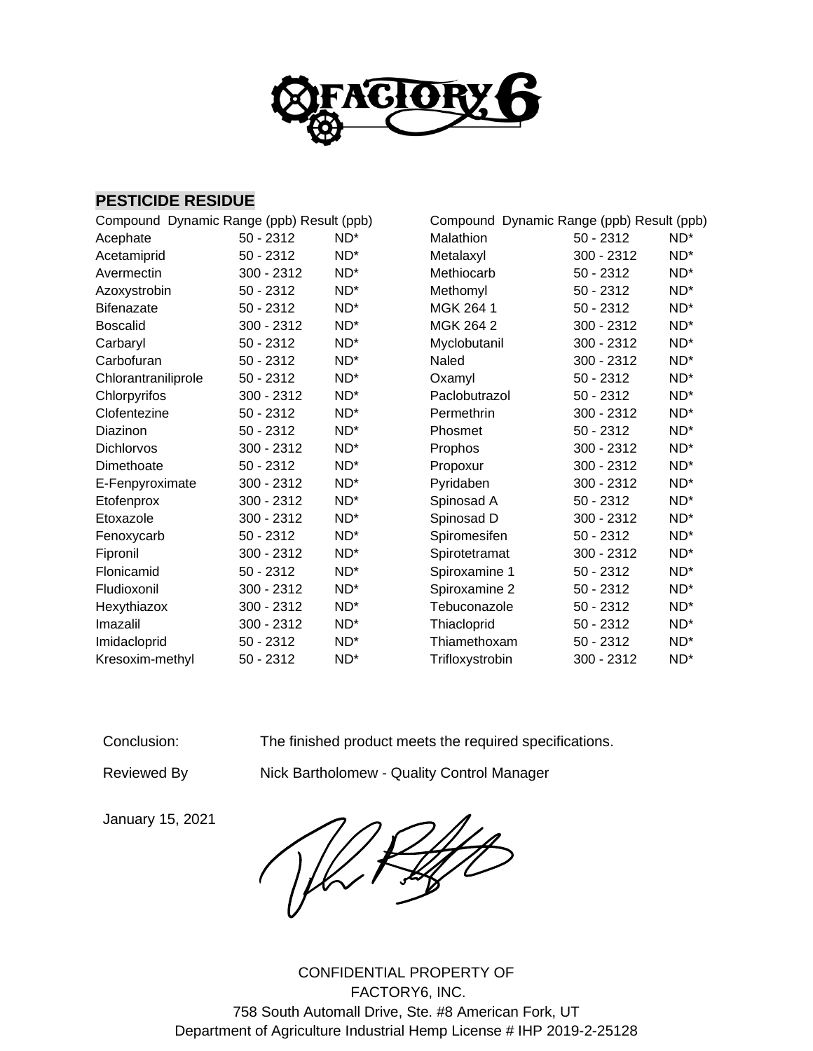## PESTICIDE RESIDUE

| Compound | Dynamic Range (ppb) | Result (ppb) |
|---|---|---|
| Acephate | 50 - 2312 | ND* |
| Acetamiprid | 50 - 2312 | ND* |
| Avermectin | 300 - 2312 | ND* |
| Azoxystrobin | 50 - 2312 | ND* |
| Bifenazate | 50 - 2312 | ND* |
| Boscalid | 300 - 2312 | ND* |
| Carbaryl | 50 - 2312 | ND* |
| Carbofuran | 50 - 2312 | ND* |
| Chlorantraniliprole | 50 - 2312 | ND* |
| Chlorpyrifos | 300 - 2312 | ND* |
| Clofentezine | 50 - 2312 | ND* |
| Diazinon | 50 - 2312 | ND* |
| Dichlorvos | 300 - 2312 | ND* |
| Dimethoate | 50 - 2312 | ND* |
| E-Fenpyroximate | 300 - 2312 | ND* |
| Etofenprox | 300 - 2312 | ND* |
| Etoxazole | 300 - 2312 | ND* |
| Fenoxycarb | 50 - 2312 | ND* |
| Fipronil | 300 - 2312 | ND* |
| Flonicamid | 50 - 2312 | ND* |
| Fludioxonil | 300 - 2312 | ND* |
| Hexythiazox | 300 - 2312 | ND* |
| Imazalil | 300 - 2312 | ND* |
| Imidacloprid | 50 - 2312 | ND* |
| Kresoxim-methyl | 50 - 2312 | ND* |

| Compound | Dynamic Range (ppb) | Result (ppb) |
|---|---|---|
| Malathion | 50 - 2312 | ND* |
| Metalaxyl | 300 - 2312 | ND* |
| Methiocarb | 50 - 2312 | ND* |
| Methomyl | 50 - 2312 | ND* |
| MGK 264 1 | 50 - 2312 | ND* |
| MGK 264 2 | 300 - 2312 | ND* |
| Myclobutanil | 300 - 2312 | ND* |
| Naled | 300 - 2312 | ND* |
| Oxamyl | 50 - 2312 | ND* |
| Paclobutrazol | 50 - 2312 | ND* |
| Permethrin | 300 - 2312 | ND* |
| Phosmet | 50 - 2312 | ND* |
| Prophos | 300 - 2312 | ND* |
| Propoxur | 300 - 2312 | ND* |
| Pyridaben | 300 - 2312 | ND* |
| Spinosad A | 50 - 2312 | ND* |
| Spinosad D | 300 - 2312 | ND* |
| Spiromesifen | 50 - 2312 | ND* |
| Spirotetramat | 300 - 2312 | ND* |
| Spiroxamine 1 | 50 - 2312 | ND* |
| Spiroxamine 2 | 50 - 2312 | ND* |
| Tebuconazole | 50 - 2312 | ND* |
| Thiacloprid | 50 - 2312 | ND* |
| Thiamethoxam | 50 - 2312 | ND* |
| Trifloxystrobin | 300 - 2312 | ND* |

Conclusion: The finished product meets the required specifications.

Reviewed By: Nick Bartholomew - Quality Control Manager

January 15, 2021

CONFIDENTIAL PROPERTY OF
FACTORY6, INC.
758 South Automall Drive, Ste. #8 American Fork, UT
Department of Agriculture Industrial Hemp License # IHP 2019-2-25128